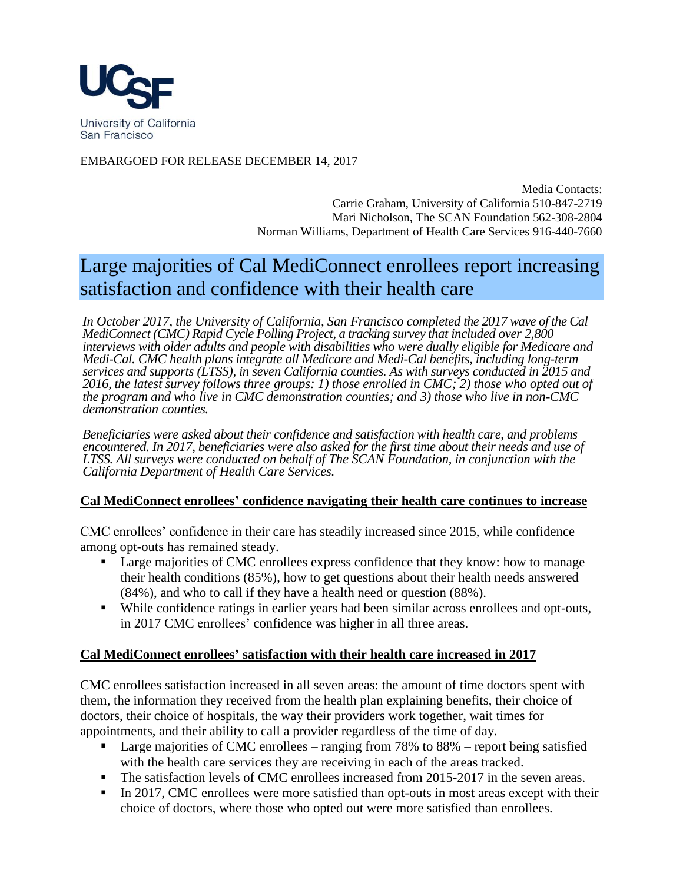UCSF

University of California
San Francisco

EMBARGOED FOR RELEASE DECEMBER 14, 2017

Media Contacts:
Carrie Graham, University of California 510-847-2719
Mari Nicholson, The SCAN Foundation 562-308-2804
Norman Williams, Department of Health Care Services 916-440-7660

# Large majorities of Cal MediConnect enrollees report increasing satisfaction and confidence with their health care

*In October 2017, the University of California, San Francisco completed the 2017 wave of the Cal MediConnect (CMC) Rapid Cycle Polling Project, a tracking survey that included over 2,800 interviews with older adults and people with disabilities who were dually eligible for Medicare and Medi-Cal. CMC health plans integrate all Medicare and Medi-Cal benefits, including long-term services and supports (LTSS), in seven California counties. As with surveys conducted in 2015 and 2016, the latest survey follows three groups: 1) those enrolled in CMC; 2) those who opted out of the program and who live in CMC demonstration counties; and 3) those who live in non-CMC demonstration counties.*

*Beneficiaries were asked about their confidence and satisfaction with health care, and problems encountered. In 2017, beneficiaries were also asked for the first time about their needs and use of LTSS. All surveys were conducted on behalf of The SCAN Foundation, in conjunction with the California Department of Health Care Services.*

## Cal MediConnect enrollees' confidence navigating their health care continues to increase

CMC enrollees' confidence in their care has steadily increased since 2015, while confidence among opt-outs has remained steady.

- Large majorities of CMC enrollees express confidence that they know: how to manage their health conditions (85%), how to get questions about their health needs answered (84%), and who to call if they have a health need or question (88%).
- While confidence ratings in earlier years had been similar across enrollees and opt-outs, in 2017 CMC enrollees' confidence was higher in all three areas.

## Cal MediConnect enrollees' satisfaction with their health care increased in 2017

CMC enrollees satisfaction increased in all seven areas: the amount of time doctors spent with them, the information they received from the health plan explaining benefits, their choice of doctors, their choice of hospitals, the way their providers work together, wait times for appointments, and their ability to call a provider regardless of the time of day.

- Large majorities of CMC enrollees – ranging from 78% to 88% – report being satisfied with the health care services they are receiving in each of the areas tracked.
- The satisfaction levels of CMC enrollees increased from 2015-2017 in the seven areas.
- In 2017, CMC enrollees were more satisfied than opt-outs in most areas except with their choice of doctors, where those who opted out were more satisfied than enrollees.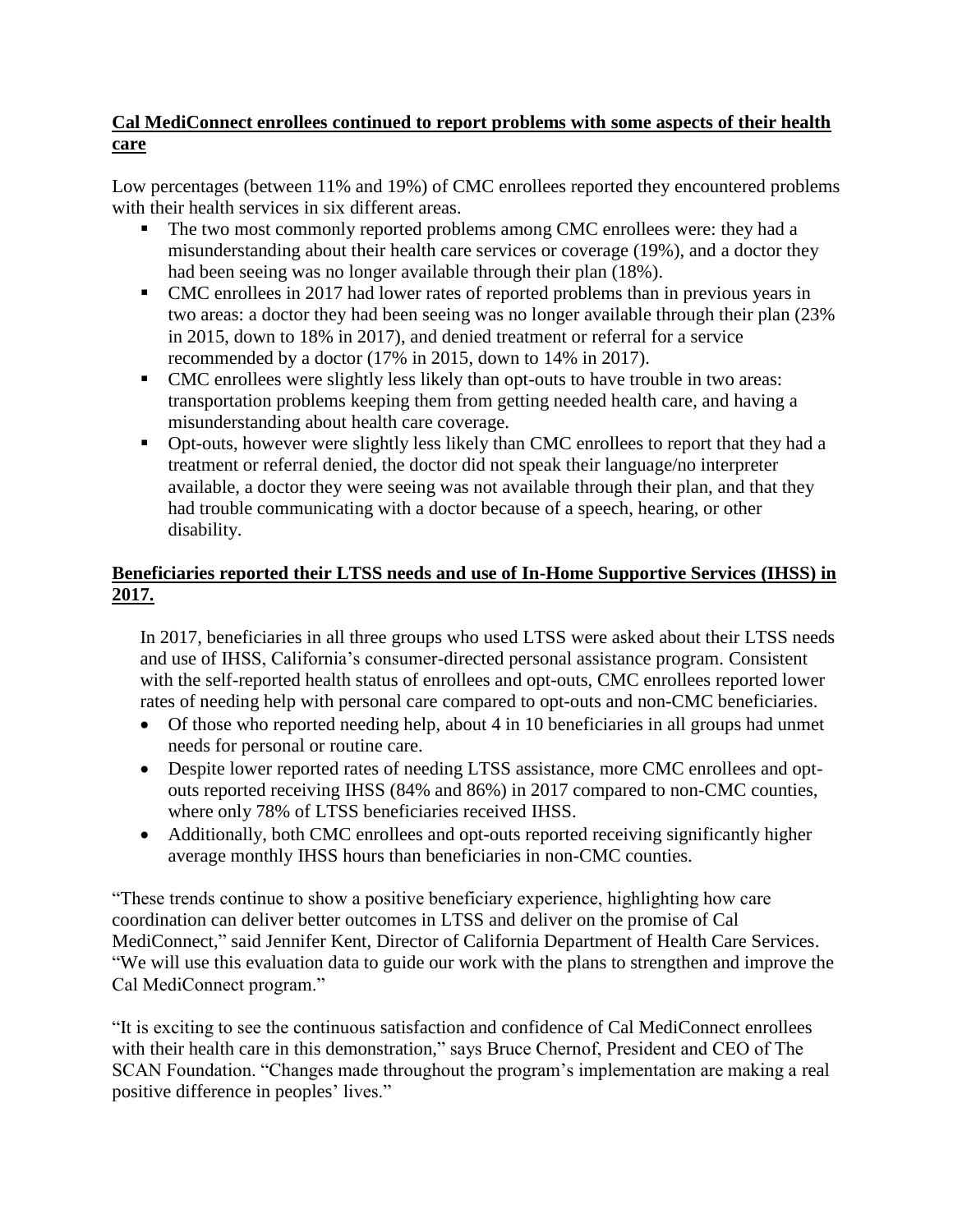**Cal MediConnect enrollees continued to report problems with some aspects of their health care**

Low percentages (between 11% and 19%) of CMC enrollees reported they encountered problems with their health services in six different areas.

- The two most commonly reported problems among CMC enrollees were: they had a misunderstanding about their health care services or coverage (19%), and a doctor they had been seeing was no longer available through their plan (18%).
- CMC enrollees in 2017 had lower rates of reported problems than in previous years in two areas: a doctor they had been seeing was no longer available through their plan (23% in 2015, down to 18% in 2017), and denied treatment or referral for a service recommended by a doctor (17% in 2015, down to 14% in 2017).
- CMC enrollees were slightly less likely than opt-outs to have trouble in two areas: transportation problems keeping them from getting needed health care, and having a misunderstanding about health care coverage.
- Opt-outs, however were slightly less likely than CMC enrollees to report that they had a treatment or referral denied, the doctor did not speak their language/no interpreter available, a doctor they were seeing was not available through their plan, and that they had trouble communicating with a doctor because of a speech, hearing, or other disability.

**Beneficiaries reported their LTSS needs and use of In-Home Supportive Services (IHSS) in 2017.**

In 2017, beneficiaries in all three groups who used LTSS were asked about their LTSS needs and use of IHSS, California's consumer-directed personal assistance program. Consistent with the self-reported health status of enrollees and opt-outs, CMC enrollees reported lower rates of needing help with personal care compared to opt-outs and non-CMC beneficiaries.

- Of those who reported needing help, about 4 in 10 beneficiaries in all groups had unmet needs for personal or routine care.
- Despite lower reported rates of needing LTSS assistance, more CMC enrollees and opt-outs reported receiving IHSS (84% and 86%) in 2017 compared to non-CMC counties, where only 78% of LTSS beneficiaries received IHSS.
- Additionally, both CMC enrollees and opt-outs reported receiving significantly higher average monthly IHSS hours than beneficiaries in non-CMC counties.

"These trends continue to show a positive beneficiary experience, highlighting how care coordination can deliver better outcomes in LTSS and deliver on the promise of Cal MediConnect," said Jennifer Kent, Director of California Department of Health Care Services. "We will use this evaluation data to guide our work with the plans to strengthen and improve the Cal MediConnect program."

"It is exciting to see the continuous satisfaction and confidence of Cal MediConnect enrollees with their health care in this demonstration," says Bruce Chernof, President and CEO of The SCAN Foundation. "Changes made throughout the program's implementation are making a real positive difference in peoples' lives."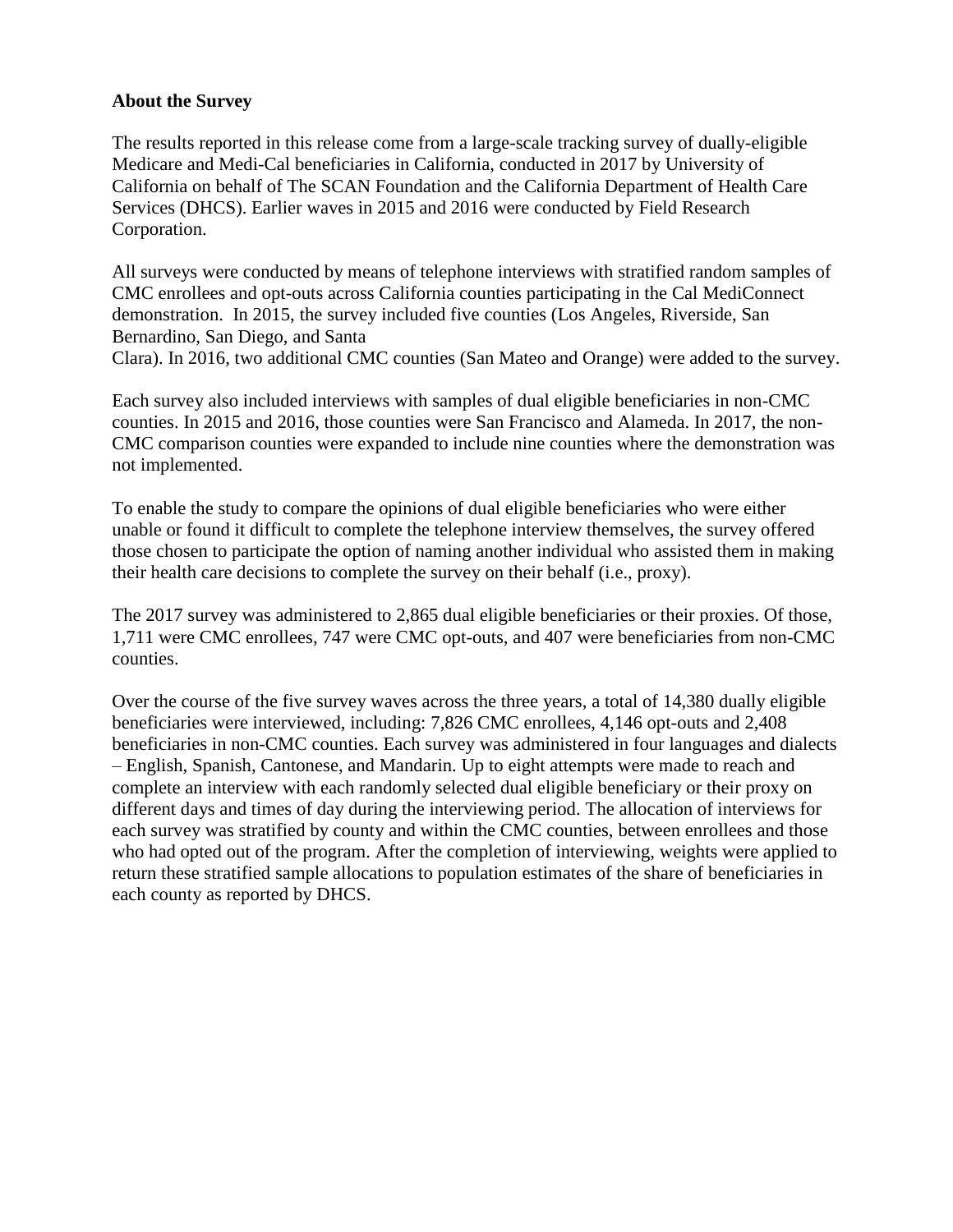**About the Survey**

The results reported in this release come from a large-scale tracking survey of dually-eligible Medicare and Medi-Cal beneficiaries in California, conducted in 2017 by University of California on behalf of The SCAN Foundation and the California Department of Health Care Services (DHCS). Earlier waves in 2015 and 2016 were conducted by Field Research Corporation.

All surveys were conducted by means of telephone interviews with stratified random samples of CMC enrollees and opt-outs across California counties participating in the Cal MediConnect demonstration. In 2015, the survey included five counties (Los Angeles, Riverside, San Bernardino, San Diego, and Santa Clara). In 2016, two additional CMC counties (San Mateo and Orange) were added to the survey.

Each survey also included interviews with samples of dual eligible beneficiaries in non-CMC counties. In 2015 and 2016, those counties were San Francisco and Alameda. In 2017, the non-CMC comparison counties were expanded to include nine counties where the demonstration was not implemented.

To enable the study to compare the opinions of dual eligible beneficiaries who were either unable or found it difficult to complete the telephone interview themselves, the survey offered those chosen to participate the option of naming another individual who assisted them in making their health care decisions to complete the survey on their behalf (i.e., proxy).

The 2017 survey was administered to 2,865 dual eligible beneficiaries or their proxies. Of those, 1,711 were CMC enrollees, 747 were CMC opt-outs, and 407 were beneficiaries from non-CMC counties.

Over the course of the five survey waves across the three years, a total of 14,380 dually eligible beneficiaries were interviewed, including: 7,826 CMC enrollees, 4,146 opt-outs and 2,408 beneficiaries in non-CMC counties. Each survey was administered in four languages and dialects – English, Spanish, Cantonese, and Mandarin. Up to eight attempts were made to reach and complete an interview with each randomly selected dual eligible beneficiary or their proxy on different days and times of day during the interviewing period. The allocation of interviews for each survey was stratified by county and within the CMC counties, between enrollees and those who had opted out of the program. After the completion of interviewing, weights were applied to return these stratified sample allocations to population estimates of the share of beneficiaries in each county as reported by DHCS.